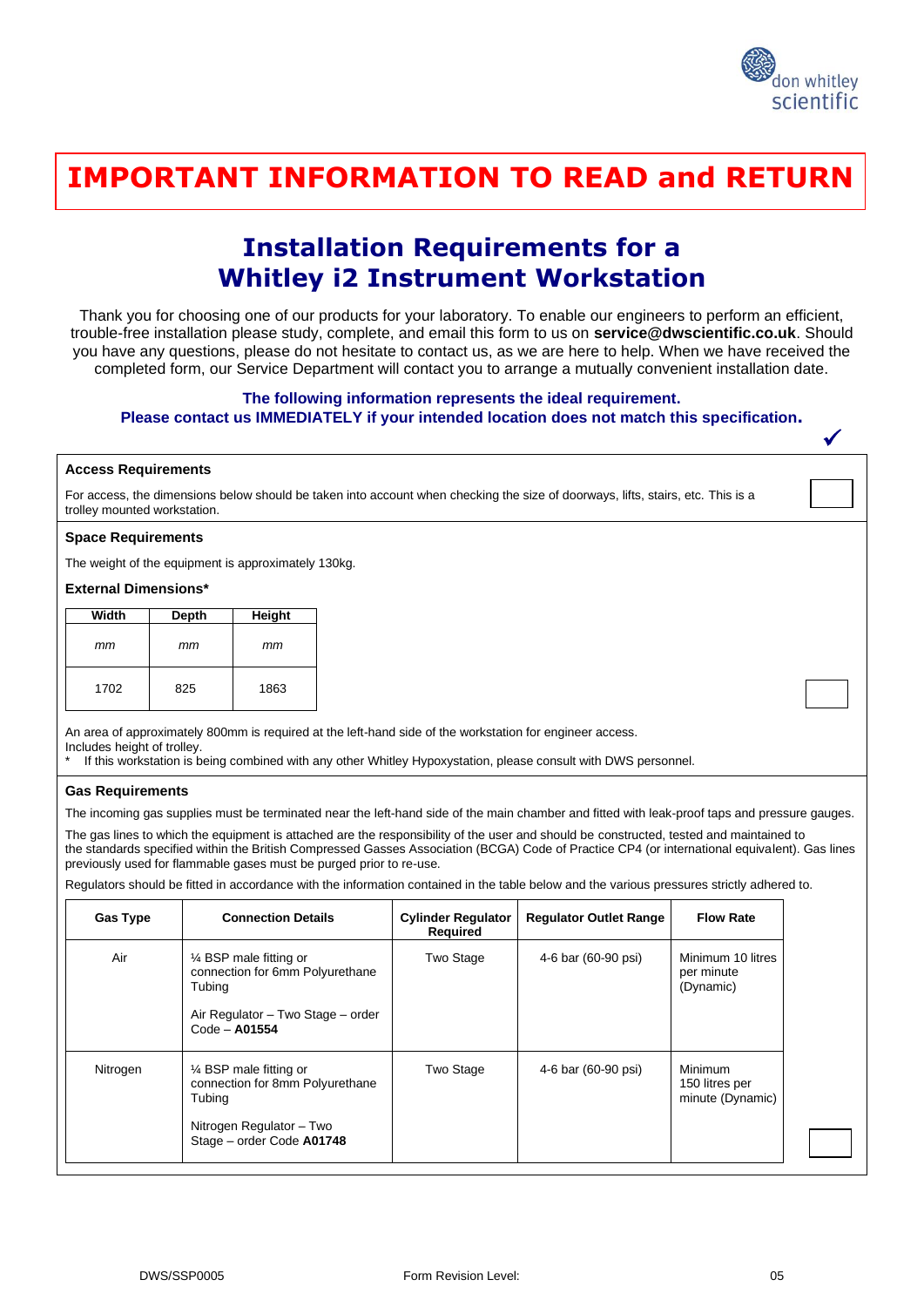# IMPORTANT INFORMATION TO READ and RETURN

## Installation Requirements for a Whitley i2 Instrument Workstation

Thank you for choosing one of our products for your laboratory. To enable our engineers to perform an efficient, trouble-free installation please study, complete, and email this form to us on **service@dwscientific.co.uk**. Should you have any questions, please do not hesitate to contact us, as we are here to help. When we have received the completed form, our Service Department will contact you to arrange a mutually convenient installation date.

**The following information represents the ideal requirement.**
**Please contact us IMMEDIATELY if your intended location does not match this specification.**

✓

### Access Requirements

For access, the dimensions below should be taken into account when checking the size of doorways, lifts, stairs, etc. This is a trolley mounted workstation.

☐

### Space Requirements

The weight of the equipment is approximately 130kg.

**External Dimensions***

| Width | Depth | Height |
|---|---|---|
| *mm* | *mm* | *mm* |
| 1702 | 825 | 1863 |

☐

An area of approximately 800mm is required at the left-hand side of the workstation for engineer access.
Includes height of trolley.
*  If this workstation is being combined with any other Whitley Hypoxystation, please consult with DWS personnel.

### Gas Requirements

The incoming gas supplies must be terminated near the left-hand side of the main chamber and fitted with leak-proof taps and pressure gauges.

The gas lines to which the equipment is attached are the responsibility of the user and should be constructed, tested and maintained to the standards specified within the British Compressed Gasses Association (BCGA) Code of Practice CP4 (or international equivalent). Gas lines previously used for flammable gases must be purged prior to re-use.

Regulators should be fitted in accordance with the information contained in the table below and the various pressures strictly adhered to.

| Gas Type | Connection Details | Cylinder Regulator Required | Regulator Outlet Range | Flow Rate |
|---|---|---|---|---|
| Air | ¼ BSP male fitting or connection for 6mm Polyurethane Tubing<br><br>Air Regulator – Two Stage – order Code – **A01554** | Two Stage | 4-6 bar (60-90 psi) | Minimum 10 litres per minute (Dynamic) |
| Nitrogen | ¼ BSP male fitting or connection for 8mm Polyurethane Tubing<br><br>Nitrogen Regulator – Two Stage – order Code **A01748** | Two Stage | 4-6 bar (60-90 psi) | Minimum 150 litres per minute (Dynamic) |

☐

DWS/SSP0005 Form Revision Level: 05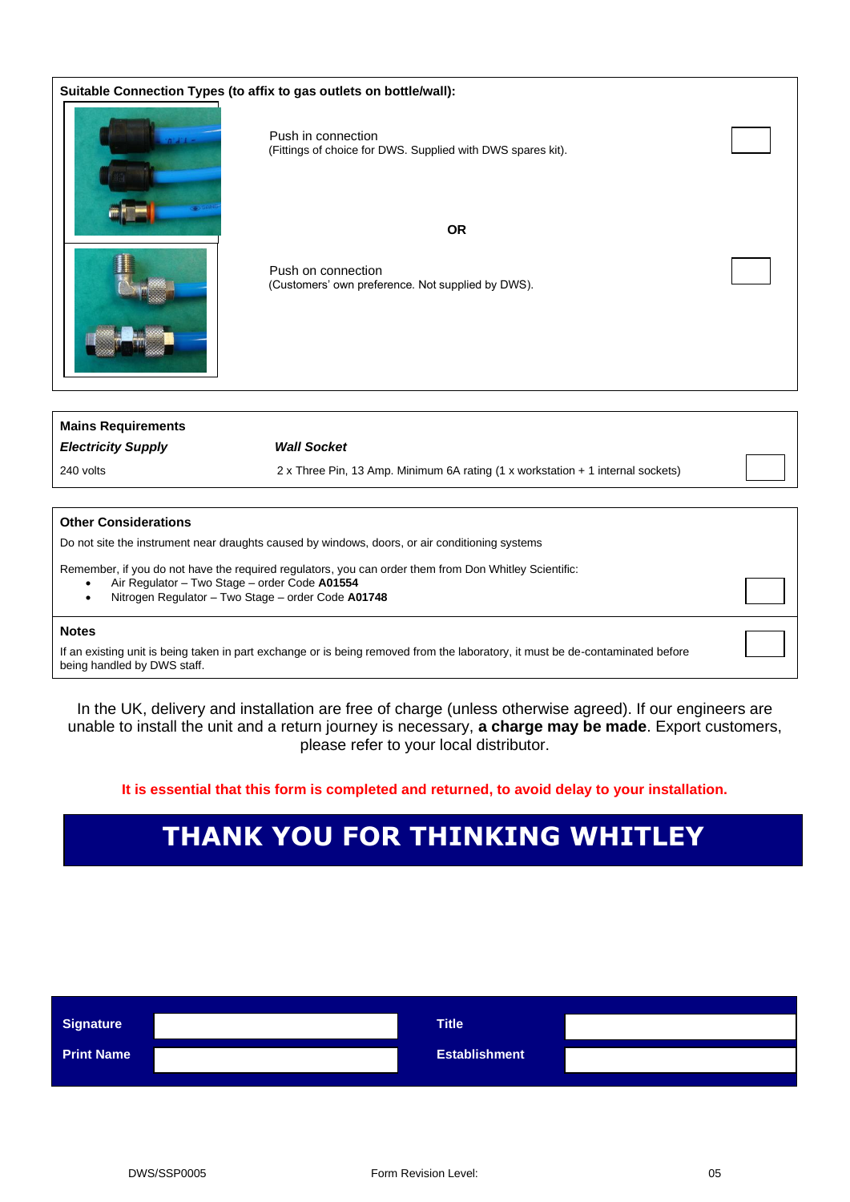**Suitable Connection Types (to affix to gas outlets on bottle/wall):**

Push in connection
(Fittings of choice for DWS. Supplied with DWS spares kit). ☐

**OR**

Push on connection
(Customers' own preference. Not supplied by DWS). ☐

**Mains Requirements**

| ***Electricity Supply*** | ***Wall Socket*** | |
|---|---|---|
| 240 volts | 2 x Three Pin, 13 Amp. Minimum 6A rating (1 x workstation + 1 internal sockets) | ☐ |

**Other Considerations**

Do not site the instrument near draughts caused by windows, doors, or air conditioning systems

Remember, if you do not have the required regulators, you can order them from Don Whitley Scientific:

- Air Regulator – Two Stage – order Code **A01554**
- Nitrogen Regulator – Two Stage – order Code **A01748**

☐

**Notes**

If an existing unit is being taken in part exchange or is being removed from the laboratory, it must be de-contaminated before being handled by DWS staff. ☐

In the UK, delivery and installation are free of charge (unless otherwise agreed). If our engineers are unable to install the unit and a return journey is necessary, **a charge may be made**. Export customers, please refer to your local distributor.

**It is essential that this form is completed and returned, to avoid delay to your installation.**

# THANK YOU FOR THINKING WHITLEY

| | | | |
|---|---|---|---|
| **Signature** | | **Title** | |
| **Print Name** | | **Establishment** | |

DWS/SSP0005 Form Revision Level: 05